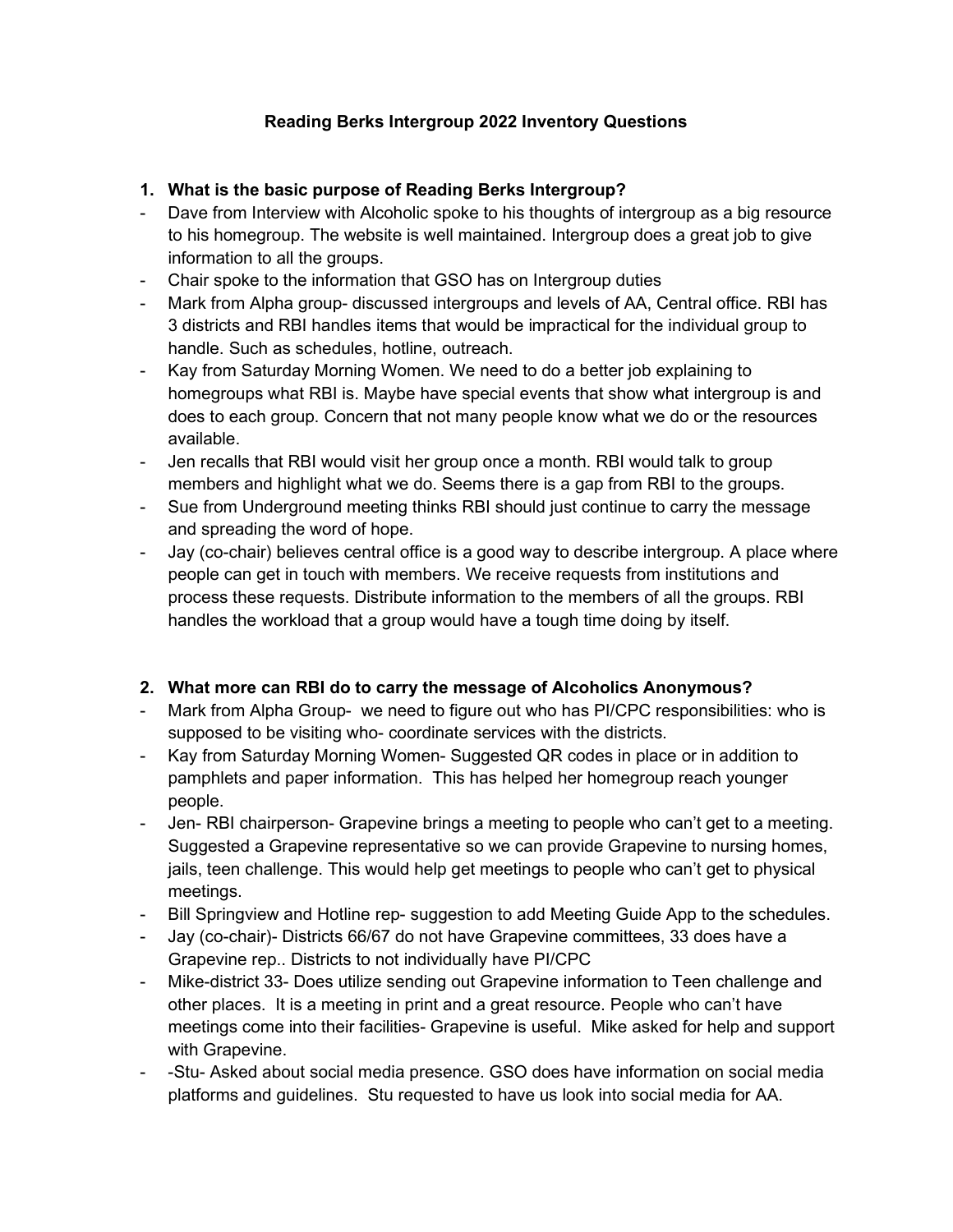**Reading Berks Intergroup 2022 Inventory Questions**

1. **What is the basic purpose of Reading Berks Intergroup?**

- Dave from Interview with Alcoholic spoke to his thoughts of intergroup as a big resource to his homegroup. The website is well maintained. Intergroup does a great job to give information to all the groups.
- Chair spoke to the information that GSO has on Intergroup duties
- Mark from Alpha group- discussed intergroups and levels of AA, Central office. RBI has 3 districts and RBI handles items that would be impractical for the individual group to handle. Such as schedules, hotline, outreach.
- Kay from Saturday Morning Women. We need to do a better job explaining to homegroups what RBI is. Maybe have special events that show what intergroup is and does to each group. Concern that not many people know what we do or the resources available.
- Jen recalls that RBI would visit her group once a month. RBI would talk to group members and highlight what we do. Seems there is a gap from RBI to the groups.
- Sue from Underground meeting thinks RBI should just continue to carry the message and spreading the word of hope.
- Jay (co-chair) believes central office is a good way to describe intergroup. A place where people can get in touch with members. We receive requests from institutions and process these requests. Distribute information to the members of all the groups. RBI handles the workload that a group would have a tough time doing by itself.

2. **What more can RBI do to carry the message of Alcoholics Anonymous?**

- Mark from Alpha Group- we need to figure out who has PI/CPC responsibilities: who is supposed to be visiting who- coordinate services with the districts.
- Kay from Saturday Morning Women- Suggested QR codes in place or in addition to pamphlets and paper information. This has helped her homegroup reach younger people.
- Jen- RBI chairperson- Grapevine brings a meeting to people who can't get to a meeting. Suggested a Grapevine representative so we can provide Grapevine to nursing homes, jails, teen challenge. This would help get meetings to people who can't get to physical meetings.
- Bill Springview and Hotline rep- suggestion to add Meeting Guide App to the schedules.
- Jay (co-chair)- Districts 66/67 do not have Grapevine committees, 33 does have a Grapevine rep.. Districts to not individually have PI/CPC
- Mike-district 33- Does utilize sending out Grapevine information to Teen challenge and other places. It is a meeting in print and a great resource. People who can't have meetings come into their facilities- Grapevine is useful. Mike asked for help and support with Grapevine.
- -Stu- Asked about social media presence. GSO does have information on social media platforms and guidelines. Stu requested to have us look into social media for AA.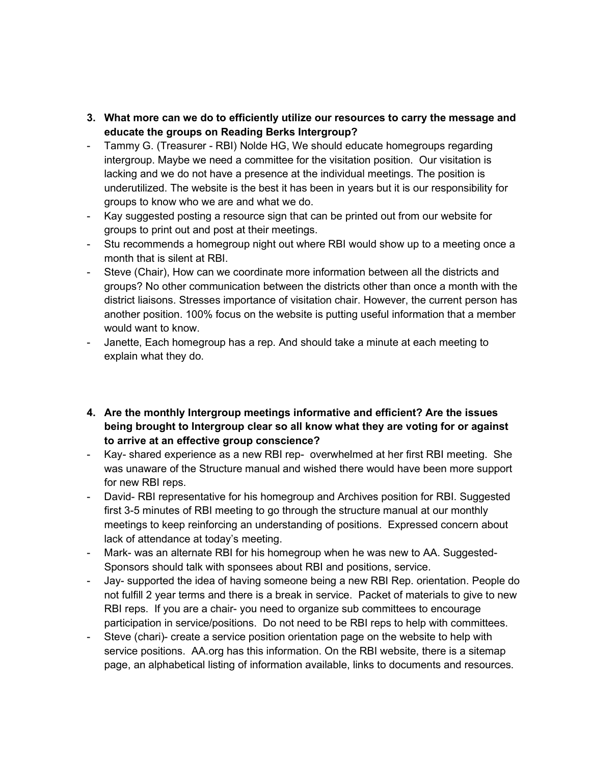3. **What more can we do to efficiently utilize our resources to carry the message and educate the groups on Reading Berks Intergroup?**

- Tammy G. (Treasurer - RBI) Nolde HG, We should educate homegroups regarding intergroup. Maybe we need a committee for the visitation position. Our visitation is lacking and we do not have a presence at the individual meetings. The position is underutilized. The website is the best it has been in years but it is our responsibility for groups to know who we are and what we do.
- Kay suggested posting a resource sign that can be printed out from our website for groups to print out and post at their meetings.
- Stu recommends a homegroup night out where RBI would show up to a meeting once a month that is silent at RBI.
- Steve (Chair), How can we coordinate more information between all the districts and groups? No other communication between the districts other than once a month with the district liaisons. Stresses importance of visitation chair. However, the current person has another position. 100% focus on the website is putting useful information that a member would want to know.
- Janette, Each homegroup has a rep. And should take a minute at each meeting to explain what they do.

4. **Are the monthly Intergroup meetings informative and efficient? Are the issues being brought to Intergroup clear so all know what they are voting for or against to arrive at an effective group conscience?**

- Kay- shared experience as a new RBI rep- overwhelmed at her first RBI meeting. She was unaware of the Structure manual and wished there would have been more support for new RBI reps.
- David- RBI representative for his homegroup and Archives position for RBI. Suggested first 3-5 minutes of RBI meeting to go through the structure manual at our monthly meetings to keep reinforcing an understanding of positions. Expressed concern about lack of attendance at today's meeting.
- Mark- was an alternate RBI for his homegroup when he was new to AA. Suggested- Sponsors should talk with sponsees about RBI and positions, service.
- Jay- supported the idea of having someone being a new RBI Rep. orientation. People do not fulfill 2 year terms and there is a break in service. Packet of materials to give to new RBI reps. If you are a chair- you need to organize sub committees to encourage participation in service/positions. Do not need to be RBI reps to help with committees.
- Steve (chari)- create a service position orientation page on the website to help with service positions. AA.org has this information. On the RBI website, there is a sitemap page, an alphabetical listing of information available, links to documents and resources.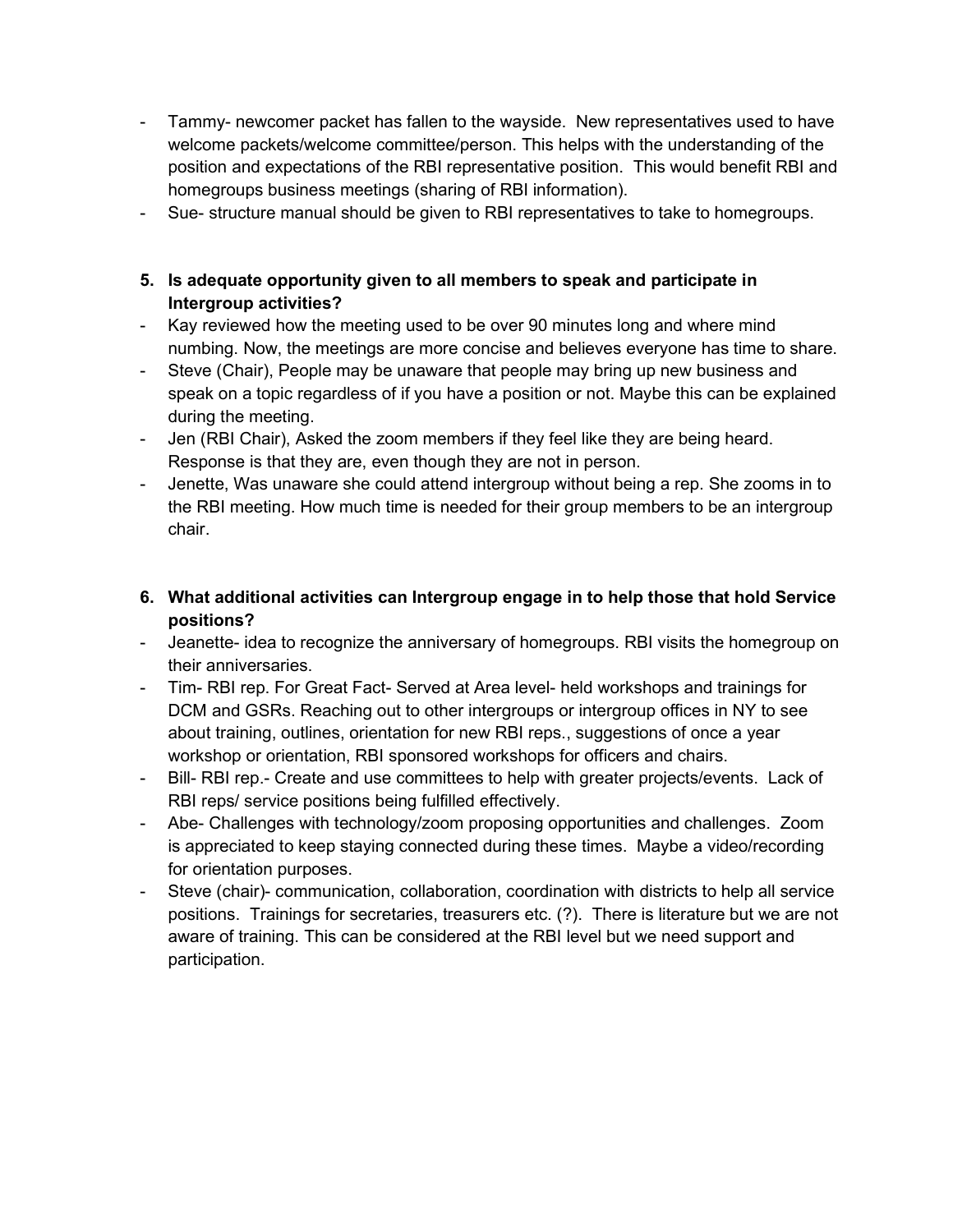- Tammy- newcomer packet has fallen to the wayside. New representatives used to have welcome packets/welcome committee/person. This helps with the understanding of the position and expectations of the RBI representative position. This would benefit RBI and homegroups business meetings (sharing of RBI information).
- Sue- structure manual should be given to RBI representatives to take to homegroups.

**5. Is adequate opportunity given to all members to speak and participate in Intergroup activities?**

- Kay reviewed how the meeting used to be over 90 minutes long and where mind numbing. Now, the meetings are more concise and believes everyone has time to share.
- Steve (Chair), People may be unaware that people may bring up new business and speak on a topic regardless of if you have a position or not. Maybe this can be explained during the meeting.
- Jen (RBI Chair), Asked the zoom members if they feel like they are being heard. Response is that they are, even though they are not in person.
- Jenette, Was unaware she could attend intergroup without being a rep. She zooms in to the RBI meeting. How much time is needed for their group members to be an intergroup chair.

**6. What additional activities can Intergroup engage in to help those that hold Service positions?**

- Jeanette- idea to recognize the anniversary of homegroups. RBI visits the homegroup on their anniversaries.
- Tim- RBI rep. For Great Fact- Served at Area level- held workshops and trainings for DCM and GSRs. Reaching out to other intergroups or intergroup offices in NY to see about training, outlines, orientation for new RBI reps., suggestions of once a year workshop or orientation, RBI sponsored workshops for officers and chairs.
- Bill- RBI rep.- Create and use committees to help with greater projects/events. Lack of RBI reps/ service positions being fulfilled effectively.
- Abe- Challenges with technology/zoom proposing opportunities and challenges. Zoom is appreciated to keep staying connected during these times. Maybe a video/recording for orientation purposes.
- Steve (chair)- communication, collaboration, coordination with districts to help all service positions. Trainings for secretaries, treasurers etc. (?). There is literature but we are not aware of training. This can be considered at the RBI level but we need support and participation.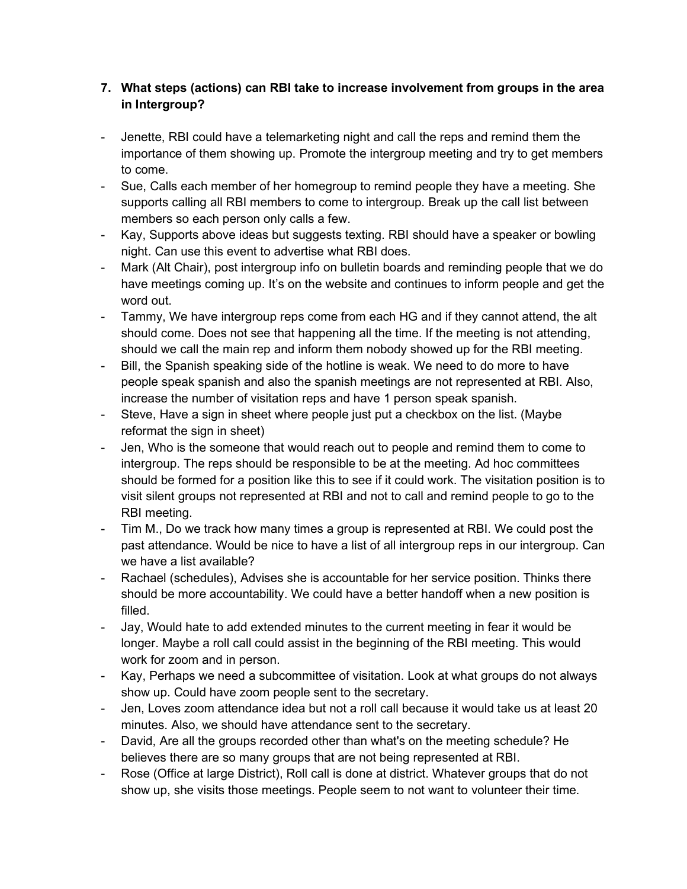**7. What steps (actions) can RBI take to increase involvement from groups in the area in Intergroup?**

- Jenette, RBI could have a telemarketing night and call the reps and remind them the importance of them showing up. Promote the intergroup meeting and try to get members to come.
- Sue, Calls each member of her homegroup to remind people they have a meeting. She supports calling all RBI members to come to intergroup. Break up the call list between members so each person only calls a few.
- Kay, Supports above ideas but suggests texting. RBI should have a speaker or bowling night. Can use this event to advertise what RBI does.
- Mark (Alt Chair), post intergroup info on bulletin boards and reminding people that we do have meetings coming up. It's on the website and continues to inform people and get the word out.
- Tammy, We have intergroup reps come from each HG and if they cannot attend, the alt should come. Does not see that happening all the time. If the meeting is not attending, should we call the main rep and inform them nobody showed up for the RBI meeting.
- Bill, the Spanish speaking side of the hotline is weak. We need to do more to have people speak spanish and also the spanish meetings are not represented at RBI. Also, increase the number of visitation reps and have 1 person speak spanish.
- Steve, Have a sign in sheet where people just put a checkbox on the list. (Maybe reformat the sign in sheet)
- Jen, Who is the someone that would reach out to people and remind them to come to intergroup. The reps should be responsible to be at the meeting. Ad hoc committees should be formed for a position like this to see if it could work. The visitation position is to visit silent groups not represented at RBI and not to call and remind people to go to the RBI meeting.
- Tim M., Do we track how many times a group is represented at RBI. We could post the past attendance. Would be nice to have a list of all intergroup reps in our intergroup. Can we have a list available?
- Rachael (schedules), Advises she is accountable for her service position. Thinks there should be more accountability. We could have a better handoff when a new position is filled.
- Jay, Would hate to add extended minutes to the current meeting in fear it would be longer. Maybe a roll call could assist in the beginning of the RBI meeting. This would work for zoom and in person.
- Kay, Perhaps we need a subcommittee of visitation. Look at what groups do not always show up. Could have zoom people sent to the secretary.
- Jen, Loves zoom attendance idea but not a roll call because it would take us at least 20 minutes. Also, we should have attendance sent to the secretary.
- David, Are all the groups recorded other than what's on the meeting schedule? He believes there are so many groups that are not being represented at RBI.
- Rose (Office at large District), Roll call is done at district. Whatever groups that do not show up, she visits those meetings. People seem to not want to volunteer their time.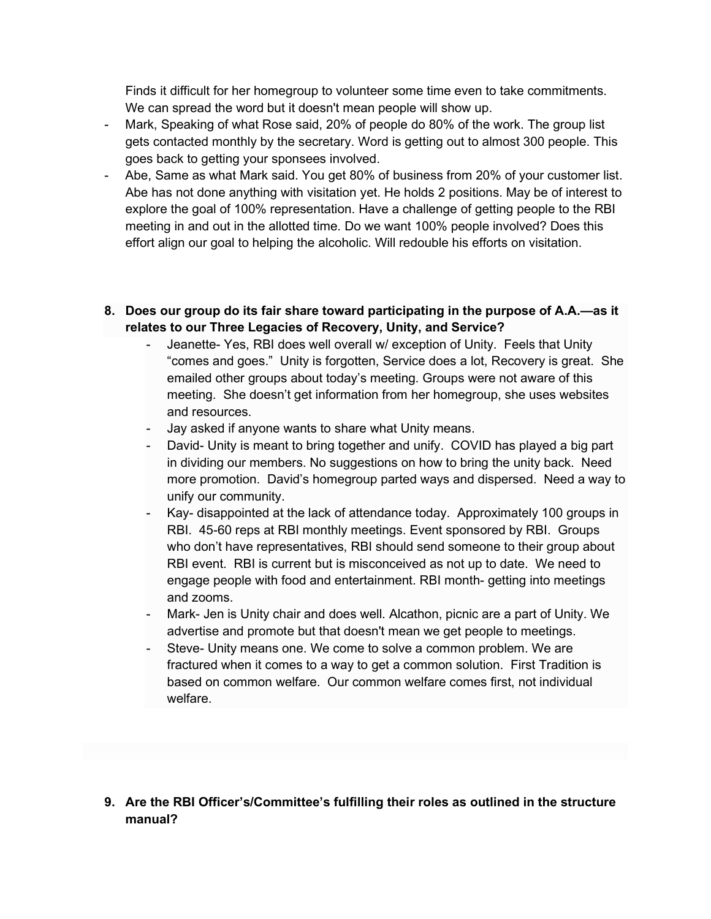Finds it difficult for her homegroup to volunteer some time even to take commitments. We can spread the word but it doesn't mean people will show up.

- Mark, Speaking of what Rose said, 20% of people do 80% of the work. The group list gets contacted monthly by the secretary. Word is getting out to almost 300 people. This goes back to getting your sponsees involved.
- Abe, Same as what Mark said. You get 80% of business from 20% of your customer list. Abe has not done anything with visitation yet. He holds 2 positions. May be of interest to explore the goal of 100% representation. Have a challenge of getting people to the RBI meeting in and out in the allotted time. Do we want 100% people involved? Does this effort align our goal to helping the alcoholic. Will redouble his efforts on visitation.

8. **Does our group do its fair share toward participating in the purpose of A.A.—as it relates to our Three Legacies of Recovery, Unity, and Service?**
    - Jeanette- Yes, RBI does well overall w/ exception of Unity. Feels that Unity "comes and goes." Unity is forgotten, Service does a lot, Recovery is great. She emailed other groups about today's meeting. Groups were not aware of this meeting. She doesn't get information from her homegroup, she uses websites and resources.
    - Jay asked if anyone wants to share what Unity means.
    - David- Unity is meant to bring together and unify. COVID has played a big part in dividing our members. No suggestions on how to bring the unity back. Need more promotion. David's homegroup parted ways and dispersed. Need a way to unify our community.
    - Kay- disappointed at the lack of attendance today. Approximately 100 groups in RBI. 45-60 reps at RBI monthly meetings. Event sponsored by RBI. Groups who don't have representatives, RBI should send someone to their group about RBI event. RBI is current but is misconceived as not up to date. We need to engage people with food and entertainment. RBI month- getting into meetings and zooms.
    - Mark- Jen is Unity chair and does well. Alcathon, picnic are a part of Unity. We advertise and promote but that doesn't mean we get people to meetings.
    - Steve- Unity means one. We come to solve a common problem. We are fractured when it comes to a way to get a common solution. First Tradition is based on common welfare. Our common welfare comes first, not individual welfare.

9. **Are the RBI Officer's/Committee's fulfilling their roles as outlined in the structure manual?**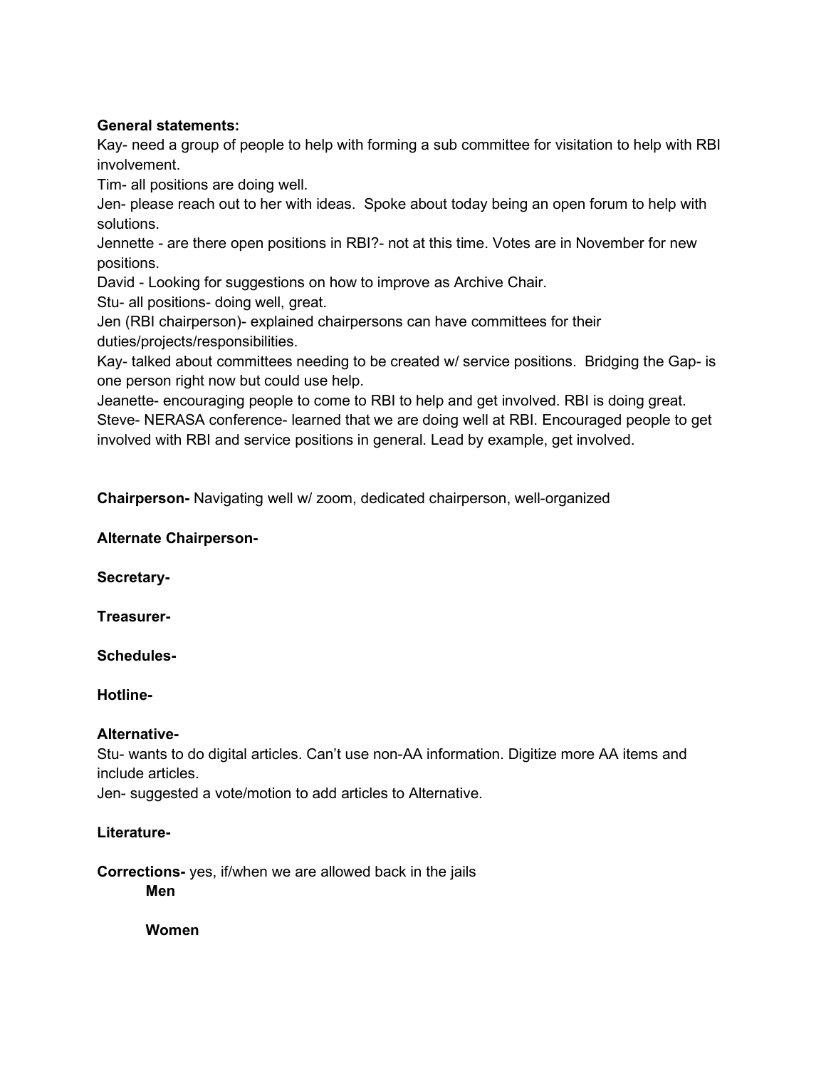**General statements:**

Kay- need a group of people to help with forming a sub committee for visitation to help with RBI involvement.

Tim- all positions are doing well.

Jen- please reach out to her with ideas. Spoke about today being an open forum to help with solutions.

Jennette - are there open positions in RBI?- not at this time. Votes are in November for new positions.

David - Looking for suggestions on how to improve as Archive Chair.

Stu- all positions- doing well, great.

Jen (RBI chairperson)- explained chairpersons can have committees for their duties/projects/responsibilities.

Kay- talked about committees needing to be created w/ service positions. Bridging the Gap- is one person right now but could use help.

Jeanette- encouraging people to come to RBI to help and get involved. RBI is doing great.

Steve- NERASA conference- learned that we are doing well at RBI. Encouraged people to get involved with RBI and service positions in general. Lead by example, get involved.

**Chairperson-** Navigating well w/ zoom, dedicated chairperson, well-organized

**Alternate Chairperson-**

**Secretary-**

**Treasurer-**

**Schedules-**

**Hotline-**

**Alternative-**

Stu- wants to do digital articles. Can't use non-AA information. Digitize more AA items and include articles.

Jen- suggested a vote/motion to add articles to Alternative.

**Literature-**

**Corrections-** yes, if/when we are allowed back in the jails

- **Men**

- **Women**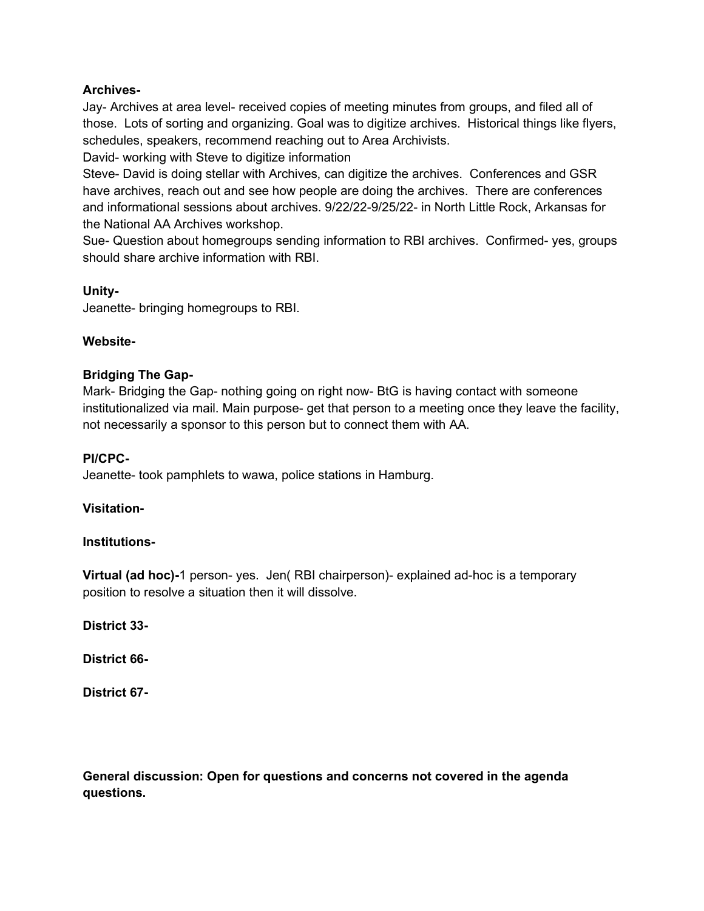**Archives-**

Jay- Archives at area level- received copies of meeting minutes from groups, and filed all of those. Lots of sorting and organizing. Goal was to digitize archives. Historical things like flyers, schedules, speakers, recommend reaching out to Area Archivists.

David- working with Steve to digitize information

Steve- David is doing stellar with Archives, can digitize the archives. Conferences and GSR have archives, reach out and see how people are doing the archives. There are conferences and informational sessions about archives. 9/22/22-9/25/22- in North Little Rock, Arkansas for the National AA Archives workshop.

Sue- Question about homegroups sending information to RBI archives. Confirmed- yes, groups should share archive information with RBI.

**Unity-**

Jeanette- bringing homegroups to RBI.

**Website-**

**Bridging The Gap-**

Mark- Bridging the Gap- nothing going on right now- BtG is having contact with someone institutionalized via mail. Main purpose- get that person to a meeting once they leave the facility, not necessarily a sponsor to this person but to connect them with AA.

**PI/CPC-**

Jeanette- took pamphlets to wawa, police stations in Hamburg.

**Visitation-**

**Institutions-**

**Virtual (ad hoc)-**1 person- yes. Jen( RBI chairperson)- explained ad-hoc is a temporary position to resolve a situation then it will dissolve.

**District 33-**

**District 66-**

**District 67-**

**General discussion: Open for questions and concerns not covered in the agenda questions.**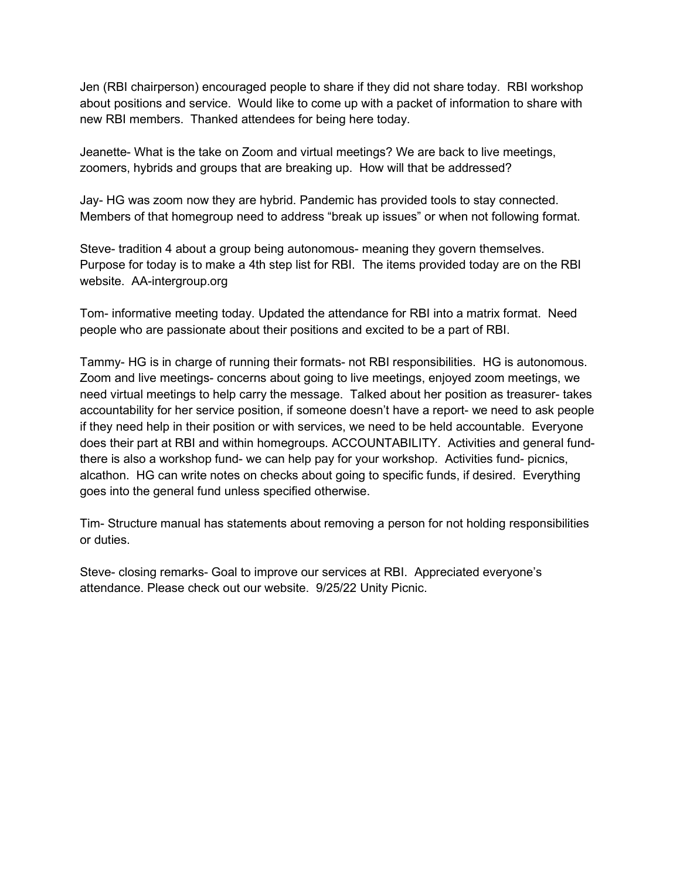Jen (RBI chairperson) encouraged people to share if they did not share today. RBI workshop about positions and service. Would like to come up with a packet of information to share with new RBI members. Thanked attendees for being here today.

Jeanette- What is the take on Zoom and virtual meetings? We are back to live meetings, zoomers, hybrids and groups that are breaking up. How will that be addressed?

Jay- HG was zoom now they are hybrid. Pandemic has provided tools to stay connected. Members of that homegroup need to address "break up issues" or when not following format.

Steve- tradition 4 about a group being autonomous- meaning they govern themselves. Purpose for today is to make a 4th step list for RBI. The items provided today are on the RBI website. AA-intergroup.org

Tom- informative meeting today. Updated the attendance for RBI into a matrix format. Need people who are passionate about their positions and excited to be a part of RBI.

Tammy- HG is in charge of running their formats- not RBI responsibilities. HG is autonomous. Zoom and live meetings- concerns about going to live meetings, enjoyed zoom meetings, we need virtual meetings to help carry the message. Talked about her position as treasurer- takes accountability for her service position, if someone doesn't have a report- we need to ask people if they need help in their position or with services, we need to be held accountable. Everyone does their part at RBI and within homegroups. ACCOUNTABILITY. Activities and general fund- there is also a workshop fund- we can help pay for your workshop. Activities fund- picnics, alcathon. HG can write notes on checks about going to specific funds, if desired. Everything goes into the general fund unless specified otherwise.

Tim- Structure manual has statements about removing a person for not holding responsibilities or duties.

Steve- closing remarks- Goal to improve our services at RBI. Appreciated everyone's attendance. Please check out our website. 9/25/22 Unity Picnic.